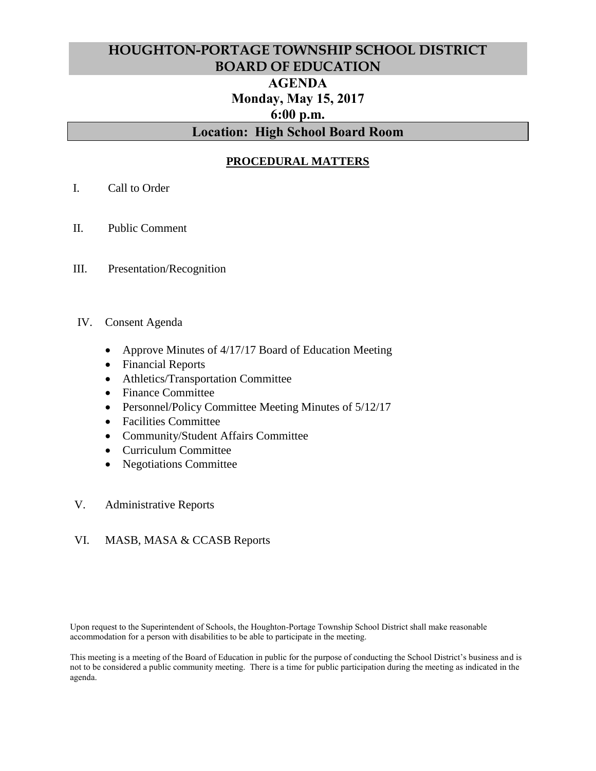# HOUGHTON-PORTAGE TOWNSHIP SCHOOL DISTRICT BOARD OF EDUCATION

## AGENDA

## Monday, May 15, 2017

## 6:00 p.m.

## Location: High School Board Room

### PROCEDURAL MATTERS

I. Call to Order

II. Public Comment

III. Presentation/Recognition

IV. Consent Agenda

- Approve Minutes of 4/17/17 Board of Education Meeting
- Financial Reports
- Athletics/Transportation Committee
- Finance Committee
- Personnel/Policy Committee Meeting Minutes of 5/12/17
- Facilities Committee
- Community/Student Affairs Committee
- Curriculum Committee
- Negotiations Committee

V. Administrative Reports

VI. MASB, MASA & CCASB Reports

Upon request to the Superintendent of Schools, the Houghton-Portage Township School District shall make reasonable accommodation for a person with disabilities to be able to participate in the meeting.

This meeting is a meeting of the Board of Education in public for the purpose of conducting the School District's business and is not to be considered a public community meeting. There is a time for public participation during the meeting as indicated in the agenda.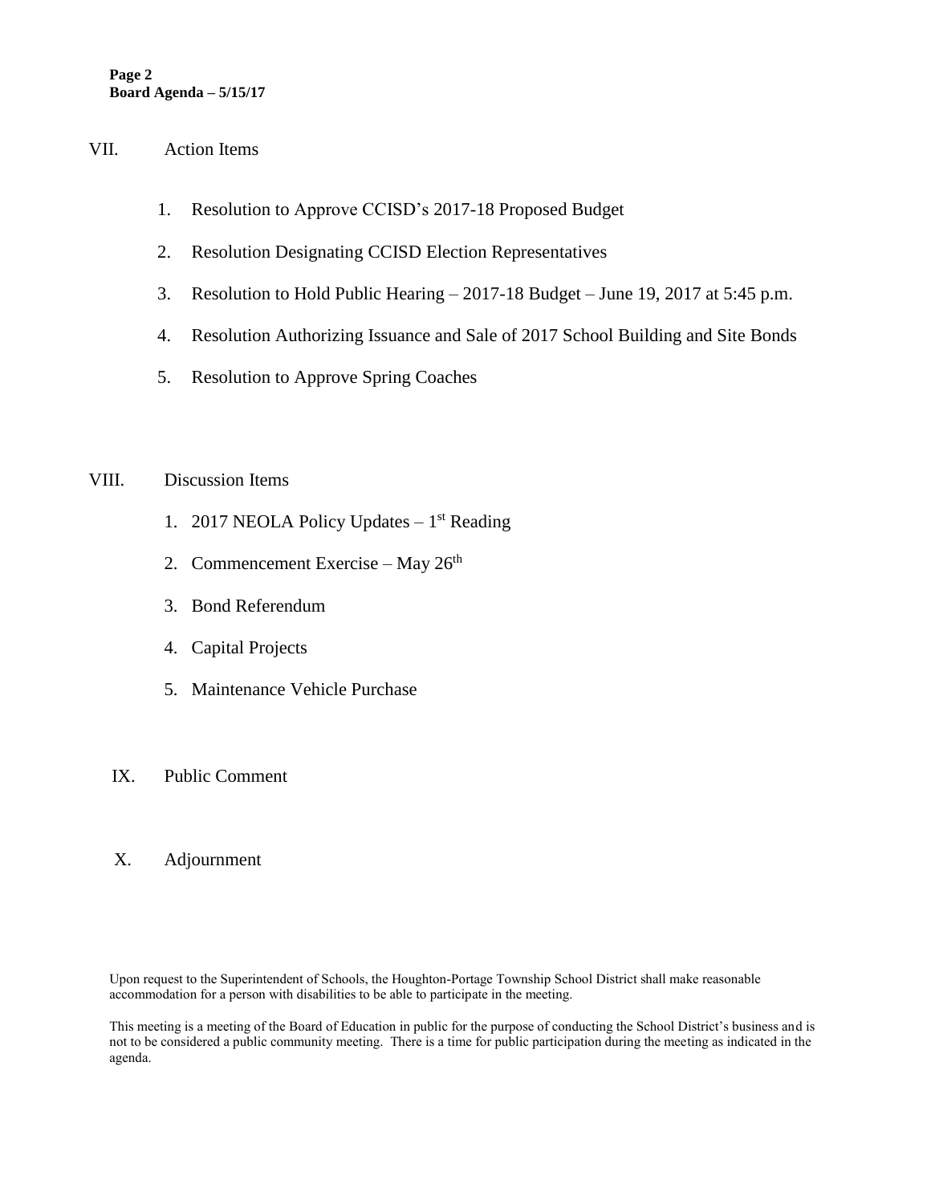VII. Action Items

1. Resolution to Approve CCISD's 2017-18 Proposed Budget
2. Resolution Designating CCISD Election Representatives
3. Resolution to Hold Public Hearing – 2017-18 Budget – June 19, 2017 at 5:45 p.m.
4. Resolution Authorizing Issuance and Sale of 2017 School Building and Site Bonds
5. Resolution to Approve Spring Coaches

VIII. Discussion Items

1. 2017 NEOLA Policy Updates – 1st Reading
2. Commencement Exercise – May 26th
3. Bond Referendum
4. Capital Projects
5. Maintenance Vehicle Purchase

IX. Public Comment

X. Adjournment

Upon request to the Superintendent of Schools, the Houghton-Portage Township School District shall make reasonable accommodation for a person with disabilities to be able to participate in the meeting.

This meeting is a meeting of the Board of Education in public for the purpose of conducting the School District's business and is not to be considered a public community meeting. There is a time for public participation during the meeting as indicated in the agenda.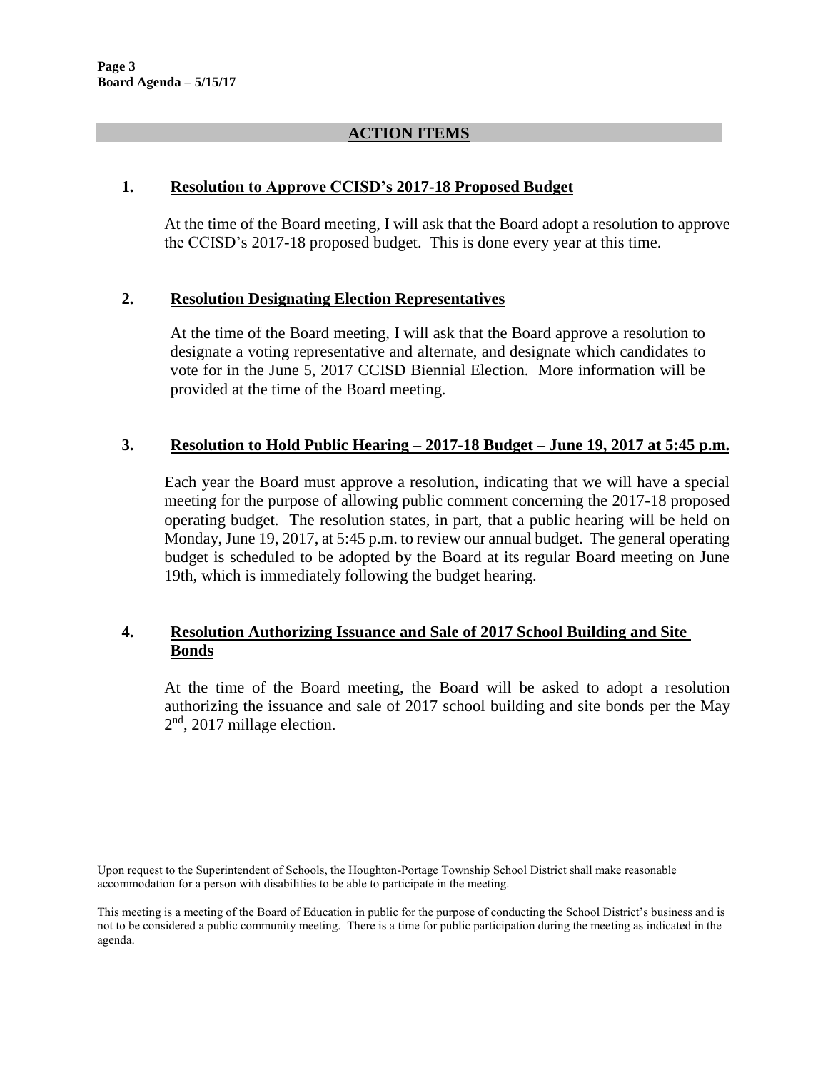## ACTION ITEMS

### 1. Resolution to Approve CCISD's 2017-18 Proposed Budget

At the time of the Board meeting, I will ask that the Board adopt a resolution to approve the CCISD's 2017-18 proposed budget. This is done every year at this time.

### 2. Resolution Designating Election Representatives

At the time of the Board meeting, I will ask that the Board approve a resolution to designate a voting representative and alternate, and designate which candidates to vote for in the June 5, 2017 CCISD Biennial Election. More information will be provided at the time of the Board meeting.

### 3. Resolution to Hold Public Hearing – 2017-18 Budget – June 19, 2017 at 5:45 p.m.

Each year the Board must approve a resolution, indicating that we will have a special meeting for the purpose of allowing public comment concerning the 2017-18 proposed operating budget. The resolution states, in part, that a public hearing will be held on Monday, June 19, 2017, at 5:45 p.m. to review our annual budget. The general operating budget is scheduled to be adopted by the Board at its regular Board meeting on June 19th, which is immediately following the budget hearing.

### 4. Resolution Authorizing Issuance and Sale of 2017 School Building and Site Bonds

At the time of the Board meeting, the Board will be asked to adopt a resolution authorizing the issuance and sale of 2017 school building and site bonds per the May 2nd, 2017 millage election.

Upon request to the Superintendent of Schools, the Houghton-Portage Township School District shall make reasonable accommodation for a person with disabilities to be able to participate in the meeting.

This meeting is a meeting of the Board of Education in public for the purpose of conducting the School District's business and is not to be considered a public community meeting. There is a time for public participation during the meeting as indicated in the agenda.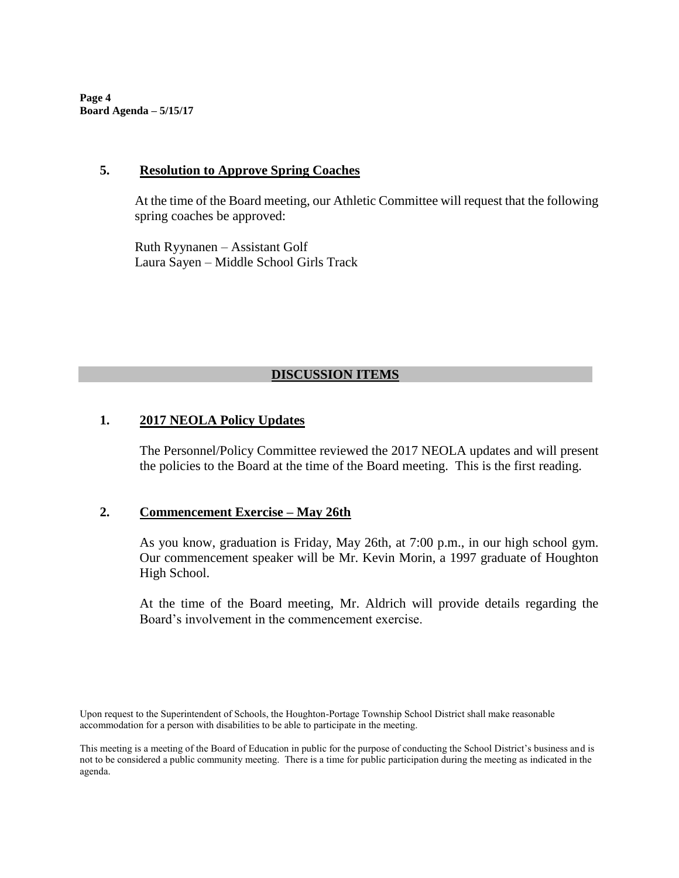### 5. **Resolution to Approve Spring Coaches**

At the time of the Board meeting, our Athletic Committee will request that the following spring coaches be approved:

Ruth Ryynanen – Assistant Golf
Laura Sayen – Middle School Girls Track

## **DISCUSSION ITEMS**

### 1. **2017 NEOLA Policy Updates**

The Personnel/Policy Committee reviewed the 2017 NEOLA updates and will present the policies to the Board at the time of the Board meeting. This is the first reading.

### 2. **Commencement Exercise – May 26th**

As you know, graduation is Friday, May 26th, at 7:00 p.m., in our high school gym. Our commencement speaker will be Mr. Kevin Morin, a 1997 graduate of Houghton High School.

At the time of the Board meeting, Mr. Aldrich will provide details regarding the Board's involvement in the commencement exercise.

Upon request to the Superintendent of Schools, the Houghton-Portage Township School District shall make reasonable accommodation for a person with disabilities to be able to participate in the meeting.

This meeting is a meeting of the Board of Education in public for the purpose of conducting the School District's business and is not to be considered a public community meeting. There is a time for public participation during the meeting as indicated in the agenda.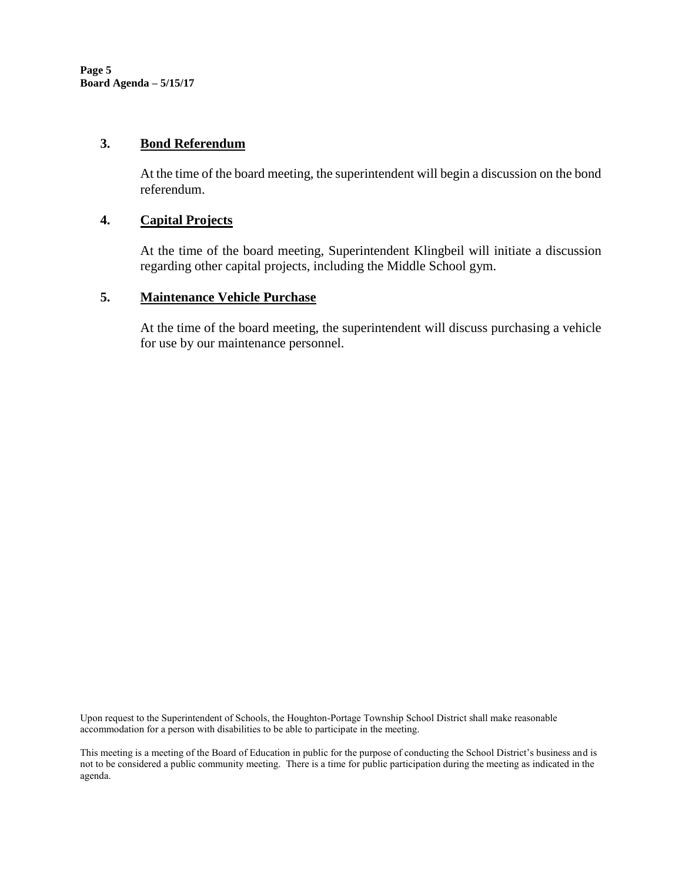### 3. Bond Referendum

At the time of the board meeting, the superintendent will begin a discussion on the bond referendum.

### 4. Capital Projects

At the time of the board meeting, Superintendent Klingbeil will initiate a discussion regarding other capital projects, including the Middle School gym.

### 5. Maintenance Vehicle Purchase

At the time of the board meeting, the superintendent will discuss purchasing a vehicle for use by our maintenance personnel.

Upon request to the Superintendent of Schools, the Houghton-Portage Township School District shall make reasonable accommodation for a person with disabilities to be able to participate in the meeting.

This meeting is a meeting of the Board of Education in public for the purpose of conducting the School District's business and is not to be considered a public community meeting. There is a time for public participation during the meeting as indicated in the agenda.